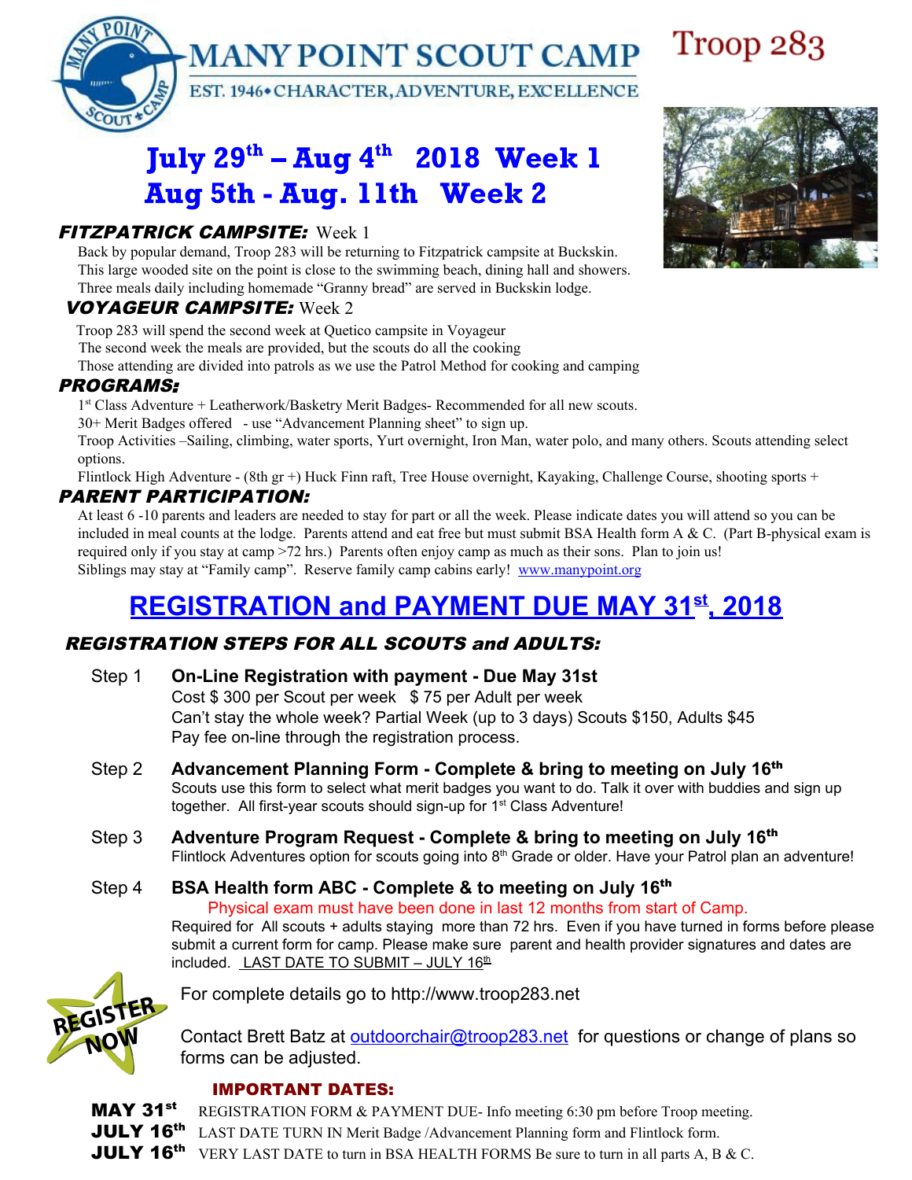# MANY POINT SCOUT CAMP

EST. 1946•CHARACTER, ADVENTURE, EXCELLENCE

Troop 283

## July 29th – Aug 4th 2018 Week 1
## Aug 5th - Aug. 11th Week 2

***FITZPATRICK CAMPSITE:*** Week 1

Back by popular demand, Troop 283 will be returning to Fitzpatrick campsite at Buckskin. This large wooded site on the point is close to the swimming beach, dining hall and showers. Three meals daily including homemade "Granny bread" are served in Buckskin lodge.

***VOYAGEUR CAMPSITE:*** Week 2

Troop 283 will spend the second week at Quetico campsite in Voyageur
The second week the meals are provided, but the scouts do all the cooking
Those attending are divided into patrols as we use the Patrol Method for cooking and camping

***PROGRAMS:***

1st Class Adventure + Leatherwork/Basketry Merit Badges- Recommended for all new scouts.
30+ Merit Badges offered - use "Advancement Planning sheet" to sign up.
Troop Activities –Sailing, climbing, water sports, Yurt overnight, Iron Man, water polo, and many others. Scouts attending select options.
Flintlock High Adventure - (8th gr +) Huck Finn raft, Tree House overnight, Kayaking, Challenge Course, shooting sports +

***PARENT PARTICIPATION:***

At least 6 -10 parents and leaders are needed to stay for part or all the week. Please indicate dates you will attend so you can be included in meal counts at the lodge. Parents attend and eat free but must submit BSA Health form A & C. (Part B-physical exam is required only if you stay at camp >72 hrs.) Parents often enjoy camp as much as their sons. Plan to join us!
Siblings may stay at "Family camp". Reserve family camp cabins early! www.manypoint.org

## REGISTRATION and PAYMENT DUE MAY 31st, 2018

***REGISTRATION STEPS FOR ALL SCOUTS and ADULTS:***

Step 1 **On-Line Registration with payment - Due May 31st**
Cost $ 300 per Scout per week $ 75 per Adult per week
Can't stay the whole week? Partial Week (up to 3 days) Scouts $150, Adults $45
Pay fee on-line through the registration process.

Step 2 **Advancement Planning Form - Complete & bring to meeting on July 16th**
Scouts use this form to select what merit badges you want to do. Talk it over with buddies and sign up together. All first-year scouts should sign-up for 1st Class Adventure!

Step 3 **Adventure Program Request - Complete & bring to meeting on July 16th**
Flintlock Adventures option for scouts going into 8th Grade or older. Have your Patrol plan an adventure!

Step 4 **BSA Health form ABC - Complete & to meeting on July 16th**
Physical exam must have been done in last 12 months from start of Camp.
Required for All scouts + adults staying more than 72 hrs. Even if you have turned in forms before please submit a current form for camp. Please make sure parent and health provider signatures and dates are included. LAST DATE TO SUBMIT – JULY 16th

REGISTER NOW

For complete details go to http://www.troop283.net

Contact Brett Batz at outdoorchair@troop283.net for questions or change of plans so forms can be adjusted.

**IMPORTANT DATES:**

**MAY 31st** REGISTRATION FORM & PAYMENT DUE- Info meeting 6:30 pm before Troop meeting.
**JULY 16th** LAST DATE TURN IN Merit Badge /Advancement Planning form and Flintlock form.
**JULY 16th** VERY LAST DATE to turn in BSA HEALTH FORMS Be sure to turn in all parts A, B & C.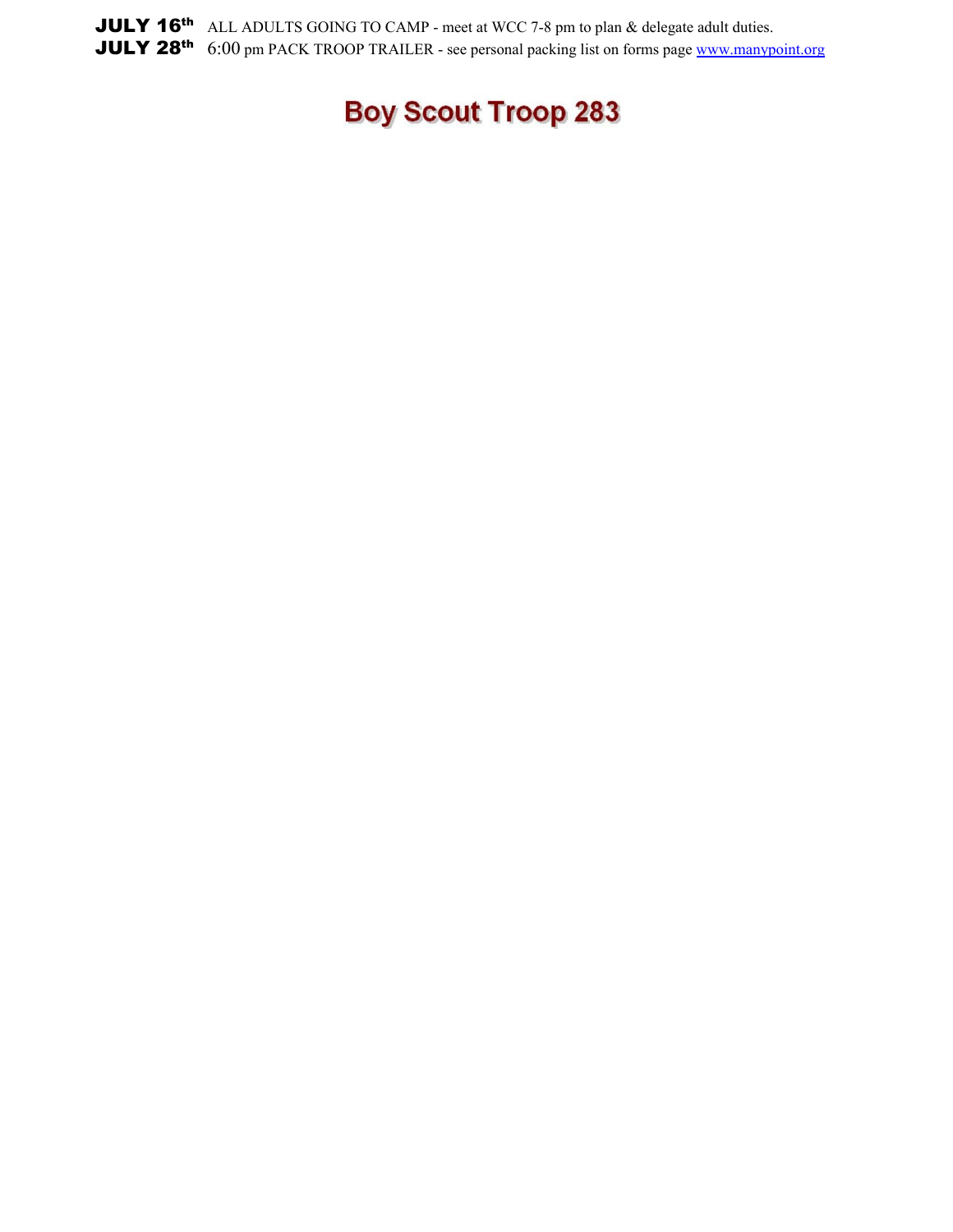**JULY 16th** ALL ADULTS GOING TO CAMP - meet at WCC 7-8 pm to plan & delegate adult duties.

**JULY 28th** 6:00 pm PACK TROOP TRAILER - see personal packing list on forms page www.manypoint.org

# Boy Scout Troop 283